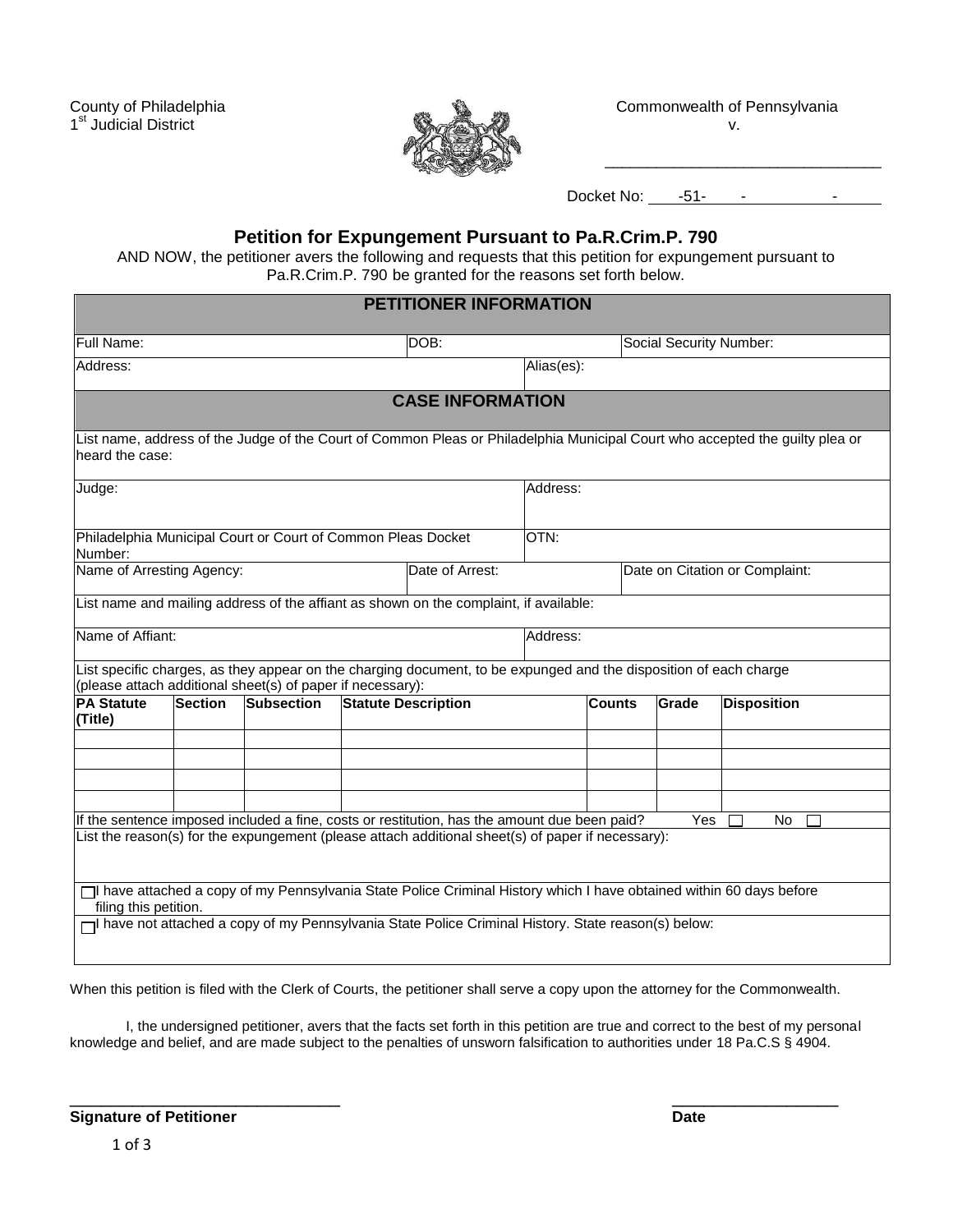County of Philadelphia
1st Judicial District

Commonwealth of Pennsylvania
v.

_______________________________

Docket No: ____-51-____-__________-______

# Petition for Expungement Pursuant to Pa.R.Crim.P. 790

AND NOW, the petitioner avers the following and requests that this petition for expungement pursuant to Pa.R.Crim.P. 790 be granted for the reasons set forth below.

## PETITIONER INFORMATION

| Full Name: | DOB: | Social Security Number: |
|---|---|---|
| Address: | Alias(es): | |

## CASE INFORMATION

List name, address of the Judge of the Court of Common Pleas or Philadelphia Municipal Court who accepted the guilty plea or heard the case:

| Judge: | Address: | |
|---|---|---|
| Philadelphia Municipal Court or Court of Common Pleas Docket Number: | OTN: | |
| Name of Arresting Agency: | Date of Arrest: | Date on Citation or Complaint: |

List name and mailing address of the affiant as shown on the complaint, if available:

| Name of Affiant: | Address: |
|---|---|

List specific charges, as they appear on the charging document, to be expunged and the disposition of each charge (please attach additional sheet(s) of paper if necessary):

| PA Statute (Title) | Section | Subsection | Statute Description | Counts | Grade | Disposition |
|---|---|---|---|---|---|---|
| | | | | | | |
| | | | | | | |
| | | | | | | |
| | | | | | | |

If the sentence imposed included a fine, costs or restitution, has the amount due been paid? Yes ☐ No ☐

List the reason(s) for the expungement (please attach additional sheet(s) of paper if necessary):

☐ I have attached a copy of my Pennsylvania State Police Criminal History which I have obtained within 60 days before filing this petition.

☐ I have not attached a copy of my Pennsylvania State Police Criminal History. State reason(s) below:

When this petition is filed with the Clerk of Courts, the petitioner shall serve a copy upon the attorney for the Commonwealth.

I, the undersigned petitioner, avers that the facts set forth in this petition are true and correct to the best of my personal knowledge and belief, and are made subject to the penalties of unsworn falsification to authorities under 18 Pa.C.S § 4904.

_______________________________ **Signature of Petitioner**

____________________ **Date**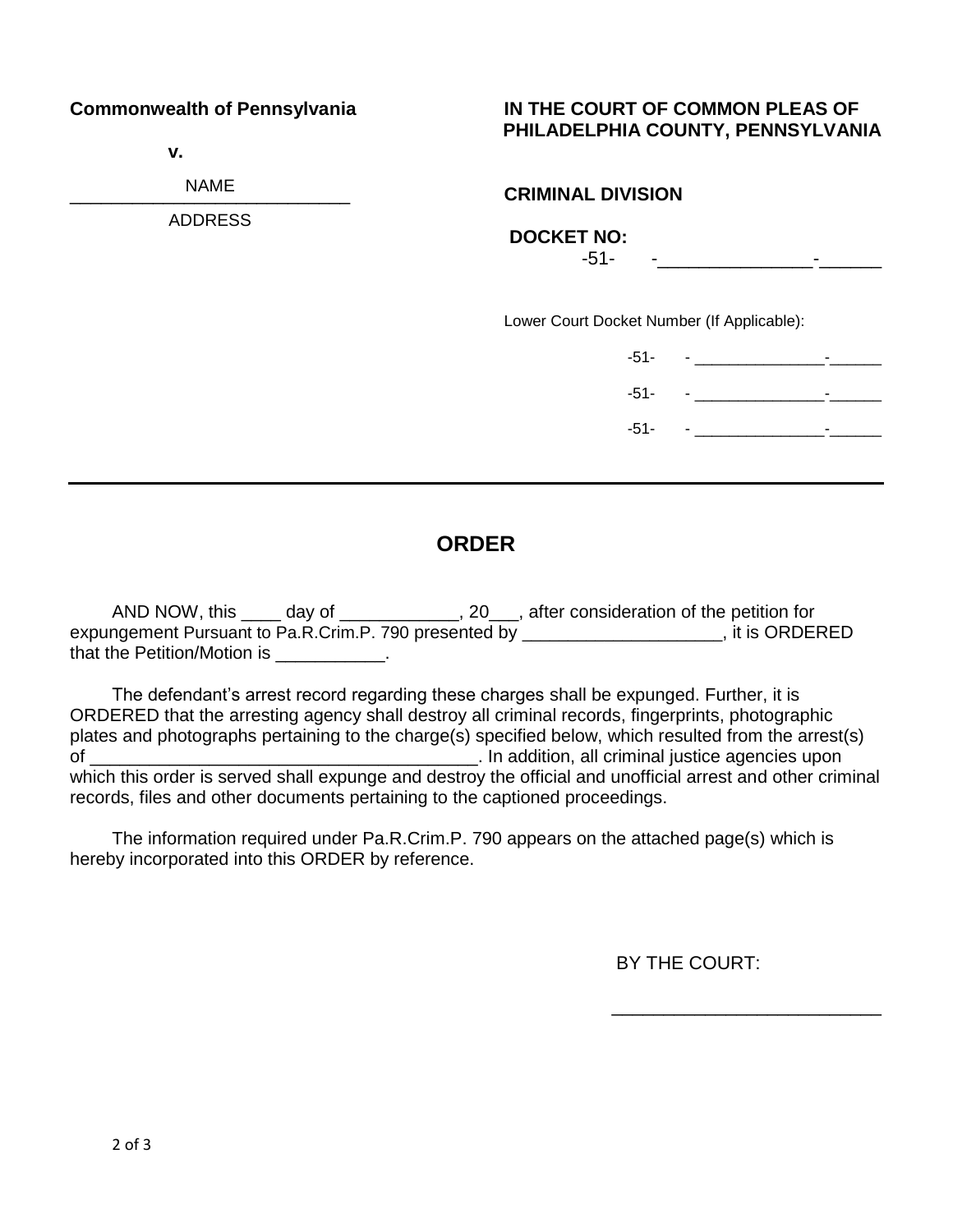**Commonwealth of Pennsylvania**

**v.**

NAME
_____________________________
ADDRESS

**IN THE COURT OF COMMON PLEAS OF PHILADELPHIA COUNTY, PENNSYLVANIA**

**CRIMINAL DIVISION**

**DOCKET NO:**
-51- -_______________-______

Lower Court Docket Number (If Applicable):

-51- - _______________-______

-51- - _______________-______

-51- - _______________-______

---

## ORDER

AND NOW, this ____ day of ____________, 20___, after consideration of the petition for expungement Pursuant to Pa.R.Crim.P. 790 presented by ____________________, it is ORDERED that the Petition/Motion is ___________.

The defendant's arrest record regarding these charges shall be expunged. Further, it is ORDERED that the arresting agency shall destroy all criminal records, fingerprints, photographic plates and photographs pertaining to the charge(s) specified below, which resulted from the arrest(s) of _______________________________________. In addition, all criminal justice agencies upon which this order is served shall expunge and destroy the official and unofficial arrest and other criminal records, files and other documents pertaining to the captioned proceedings.

The information required under Pa.R.Crim.P. 790 appears on the attached page(s) which is hereby incorporated into this ORDER by reference.

BY THE COURT:

___________________________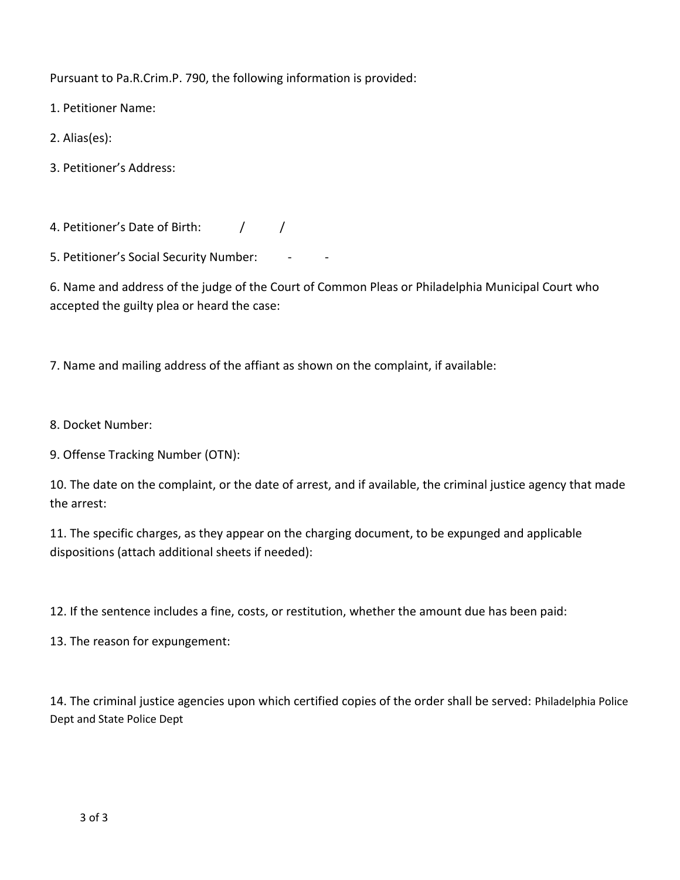Pursuant to Pa.R.Crim.P. 790, the following information is provided:

1. Petitioner Name:

2. Alias(es):

3. Petitioner's Address:

4. Petitioner's Date of Birth: / /

5. Petitioner's Social Security Number: - -

6. Name and address of the judge of the Court of Common Pleas or Philadelphia Municipal Court who accepted the guilty plea or heard the case:

7. Name and mailing address of the affiant as shown on the complaint, if available:

8. Docket Number:

9. Offense Tracking Number (OTN):

10. The date on the complaint, or the date of arrest, and if available, the criminal justice agency that made the arrest:

11. The specific charges, as they appear on the charging document, to be expunged and applicable dispositions (attach additional sheets if needed):

12. If the sentence includes a fine, costs, or restitution, whether the amount due has been paid:

13. The reason for expungement:

14. The criminal justice agencies upon which certified copies of the order shall be served: Philadelphia Police Dept and State Police Dept